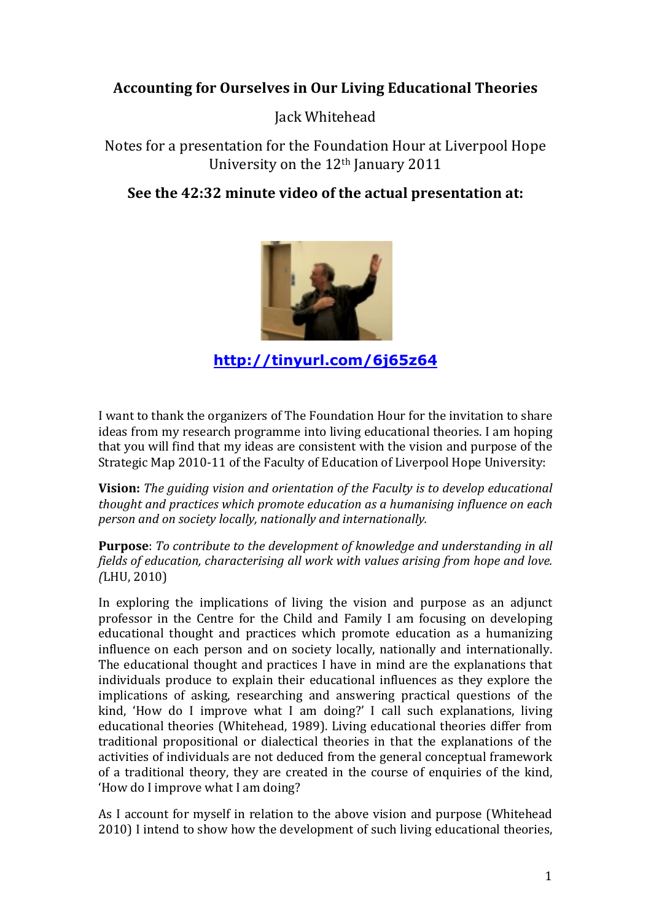# Accounting for Ourselves in Our Living Educational Theories

Jack Whitehead

Notes for a presentation for the Foundation Hour at Liverpool Hope University on the 12th January 2011

**See the 42:32 minute video of the actual presentation at:**

**http://tinyurl.com/6j65z64**

I want to thank the organizers of The Foundation Hour for the invitation to share ideas from my research programme into living educational theories. I am hoping that you will find that my ideas are consistent with the vision and purpose of the Strategic Map 2010-11 of the Faculty of Education of Liverpool Hope University:

**Vision:** *The guiding vision and orientation of the Faculty is to develop educational thought and practices which promote education as a humanising influence on each person and on society locally, nationally and internationally.*

**Purpose**: *To contribute to the development of knowledge and understanding in all fields of education, characterising all work with values arising from hope and love. (*LHU, 2010)

In exploring the implications of living the vision and purpose as an adjunct professor in the Centre for the Child and Family I am focusing on developing educational thought and practices which promote education as a humanizing influence on each person and on society locally, nationally and internationally. The educational thought and practices I have in mind are the explanations that individuals produce to explain their educational influences as they explore the implications of asking, researching and answering practical questions of the kind, 'How do I improve what I am doing?' I call such explanations, living educational theories (Whitehead, 1989). Living educational theories differ from traditional propositional or dialectical theories in that the explanations of the activities of individuals are not deduced from the general conceptual framework of a traditional theory, they are created in the course of enquiries of the kind, 'How do I improve what I am doing?

As I account for myself in relation to the above vision and purpose (Whitehead 2010) I intend to show how the development of such living educational theories,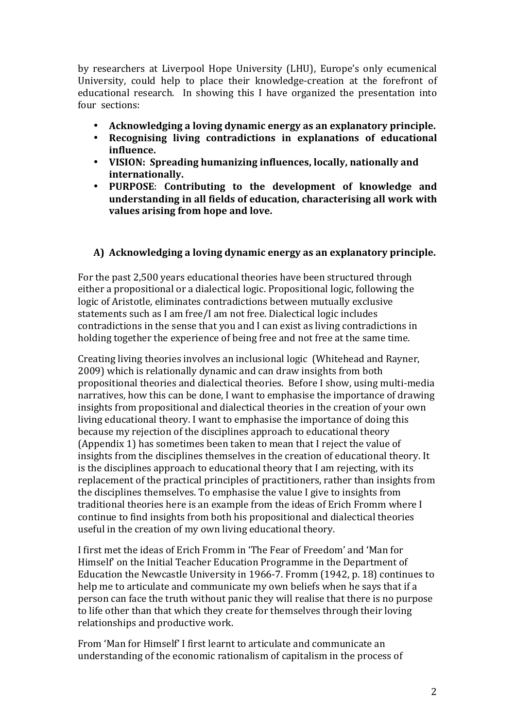by researchers at Liverpool Hope University (LHU), Europe's only ecumenical University, could help to place their knowledge-creation at the forefront of educational research. In showing this I have organized the presentation into four sections:

- **Acknowledging a loving dynamic energy as an explanatory principle.**
- **Recognising living contradictions in explanations of educational influence.**
- **VISION: Spreading humanizing influences, locally, nationally and internationally.**
- **PURPOSE**: **Contributing to the development of knowledge and understanding in all fields of education, characterising all work with values arising from hope and love.**

## A) Acknowledging a loving dynamic energy as an explanatory principle.

For the past 2,500 years educational theories have been structured through either a propositional or a dialectical logic. Propositional logic, following the logic of Aristotle, eliminates contradictions between mutually exclusive statements such as I am free/I am not free. Dialectical logic includes contradictions in the sense that you and I can exist as living contradictions in holding together the experience of being free and not free at the same time.

Creating living theories involves an inclusional logic (Whitehead and Rayner, 2009) which is relationally dynamic and can draw insights from both propositional theories and dialectical theories. Before I show, using multi-media narratives, how this can be done, I want to emphasise the importance of drawing insights from propositional and dialectical theories in the creation of your own living educational theory. I want to emphasise the importance of doing this because my rejection of the disciplines approach to educational theory (Appendix 1) has sometimes been taken to mean that I reject the value of insights from the disciplines themselves in the creation of educational theory. It is the disciplines approach to educational theory that I am rejecting, with its replacement of the practical principles of practitioners, rather than insights from the disciplines themselves. To emphasise the value I give to insights from traditional theories here is an example from the ideas of Erich Fromm where I continue to find insights from both his propositional and dialectical theories useful in the creation of my own living educational theory.

I first met the ideas of Erich Fromm in 'The Fear of Freedom' and 'Man for Himself' on the Initial Teacher Education Programme in the Department of Education the Newcastle University in 1966-7. Fromm (1942, p. 18) continues to help me to articulate and communicate my own beliefs when he says that if a person can face the truth without panic they will realise that there is no purpose to life other than that which they create for themselves through their loving relationships and productive work.

From 'Man for Himself' I first learnt to articulate and communicate an understanding of the economic rationalism of capitalism in the process of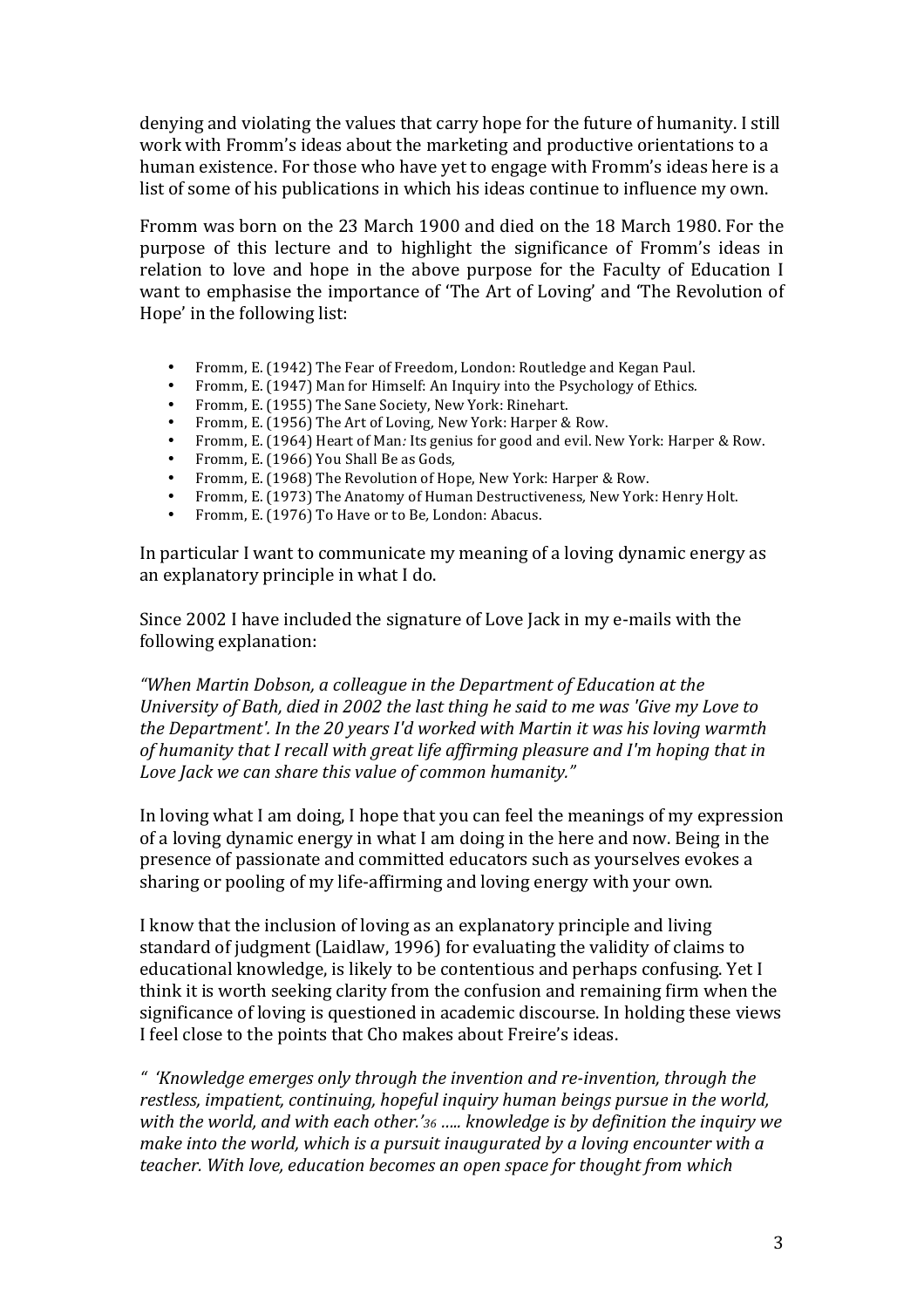denying and violating the values that carry hope for the future of humanity. I still work with Fromm's ideas about the marketing and productive orientations to a human existence. For those who have yet to engage with Fromm's ideas here is a list of some of his publications in which his ideas continue to influence my own.

Fromm was born on the 23 March 1900 and died on the 18 March 1980. For the purpose of this lecture and to highlight the significance of Fromm's ideas in relation to love and hope in the above purpose for the Faculty of Education I want to emphasise the importance of 'The Art of Loving' and 'The Revolution of Hope' in the following list:

- Fromm, E. (1942) The Fear of Freedom, London: Routledge and Kegan Paul.
- Fromm, E. (1947) Man for Himself: An Inquiry into the Psychology of Ethics.
- Fromm, E. (1955) The Sane Society, New York: Rinehart.
- Fromm, E. (1956) The Art of Loving, New York: Harper & Row.
- Fromm, E. (1964) Heart of Man*:* Its genius for good and evil. New York: Harper & Row.
- Fromm, E. (1966) You Shall Be as Gods,
- Fromm, E. (1968) The Revolution of Hope, New York: Harper & Row.
- Fromm, E. (1973) The Anatomy of Human Destructiveness, New York: Henry Holt.
- Fromm, E. (1976) To Have or to Be, London: Abacus.

In particular I want to communicate my meaning of a loving dynamic energy as an explanatory principle in what I do.

Since 2002 I have included the signature of Love Jack in my e-mails with the following explanation:

*"When Martin Dobson, a colleague in the Department of Education at the University of Bath, died in 2002 the last thing he said to me was 'Give my Love to the Department'. In the 20 years I'd worked with Martin it was his loving warmth of humanity that I recall with great life affirming pleasure and I'm hoping that in Love Jack we can share this value of common humanity."*

In loving what I am doing, I hope that you can feel the meanings of my expression of a loving dynamic energy in what I am doing in the here and now. Being in the presence of passionate and committed educators such as yourselves evokes a sharing or pooling of my life-affirming and loving energy with your own.

I know that the inclusion of loving as an explanatory principle and living standard of judgment (Laidlaw, 1996) for evaluating the validity of claims to educational knowledge, is likely to be contentious and perhaps confusing. Yet I think it is worth seeking clarity from the confusion and remaining firm when the significance of loving is questioned in academic discourse. In holding these views I feel close to the points that Cho makes about Freire's ideas.

*" 'Knowledge emerges only through the invention and re-invention, through the restless, impatient, continuing, hopeful inquiry human beings pursue in the world, with the world, and with each other.'[36] ….. knowledge is by definition the inquiry we make into the world, which is a pursuit inaugurated by a loving encounter with a teacher. With love, education becomes an open space for thought from which*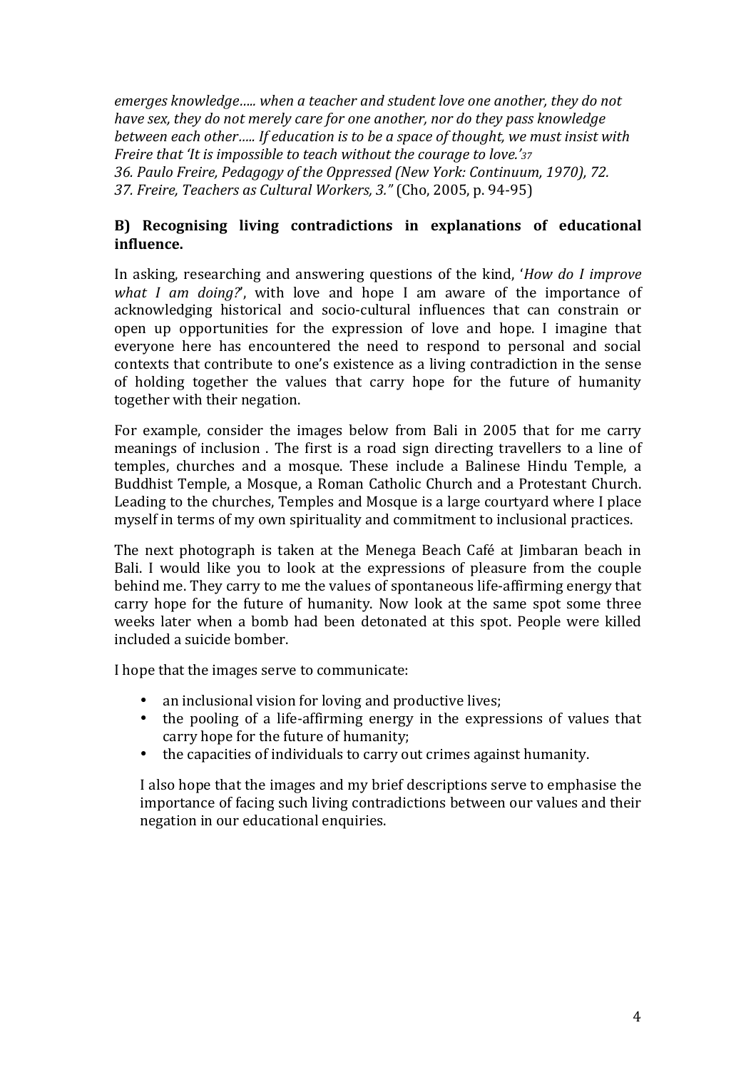*emerges knowledge….. when a teacher and student love one another, they do not have sex, they do not merely care for one another, nor do they pass knowledge between each other….. If education is to be a space of thought, we must insist with Freire that 'It is impossible to teach without the courage to love.'37*
*36. Paulo Freire, Pedagogy of the Oppressed (New York: Continuum, 1970), 72.*
*37. Freire, Teachers as Cultural Workers, 3."* (Cho, 2005, p. 94-95)

**B) Recognising living contradictions in explanations of educational influence.**

In asking, researching and answering questions of the kind, '*How do I improve what I am doing?*', with love and hope I am aware of the importance of acknowledging historical and socio-cultural influences that can constrain or open up opportunities for the expression of love and hope. I imagine that everyone here has encountered the need to respond to personal and social contexts that contribute to one's existence as a living contradiction in the sense of holding together the values that carry hope for the future of humanity together with their negation.

For example, consider the images below from Bali in 2005 that for me carry meanings of inclusion . The first is a road sign directing travellers to a line of temples, churches and a mosque. These include a Balinese Hindu Temple, a Buddhist Temple, a Mosque, a Roman Catholic Church and a Protestant Church. Leading to the churches, Temples and Mosque is a large courtyard where I place myself in terms of my own spirituality and commitment to inclusional practices.

The next photograph is taken at the Menega Beach Café at Jimbaran beach in Bali. I would like you to look at the expressions of pleasure from the couple behind me. They carry to me the values of spontaneous life-affirming energy that carry hope for the future of humanity. Now look at the same spot some three weeks later when a bomb had been detonated at this spot. People were killed included a suicide bomber.

I hope that the images serve to communicate:

- an inclusional vision for loving and productive lives;
- the pooling of a life-affirming energy in the expressions of values that carry hope for the future of humanity;
- the capacities of individuals to carry out crimes against humanity.

I also hope that the images and my brief descriptions serve to emphasise the importance of facing such living contradictions between our values and their negation in our educational enquiries.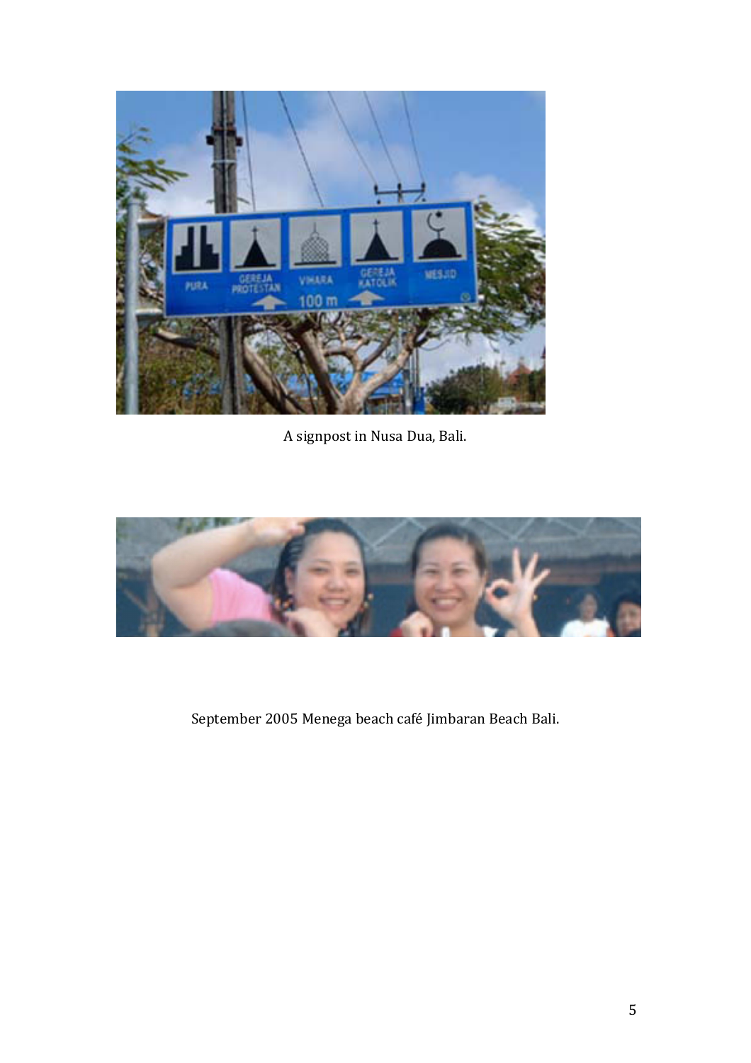A signpost in Nusa Dua, Bali.

September 2005 Menega beach café Jimbaran Beach Bali.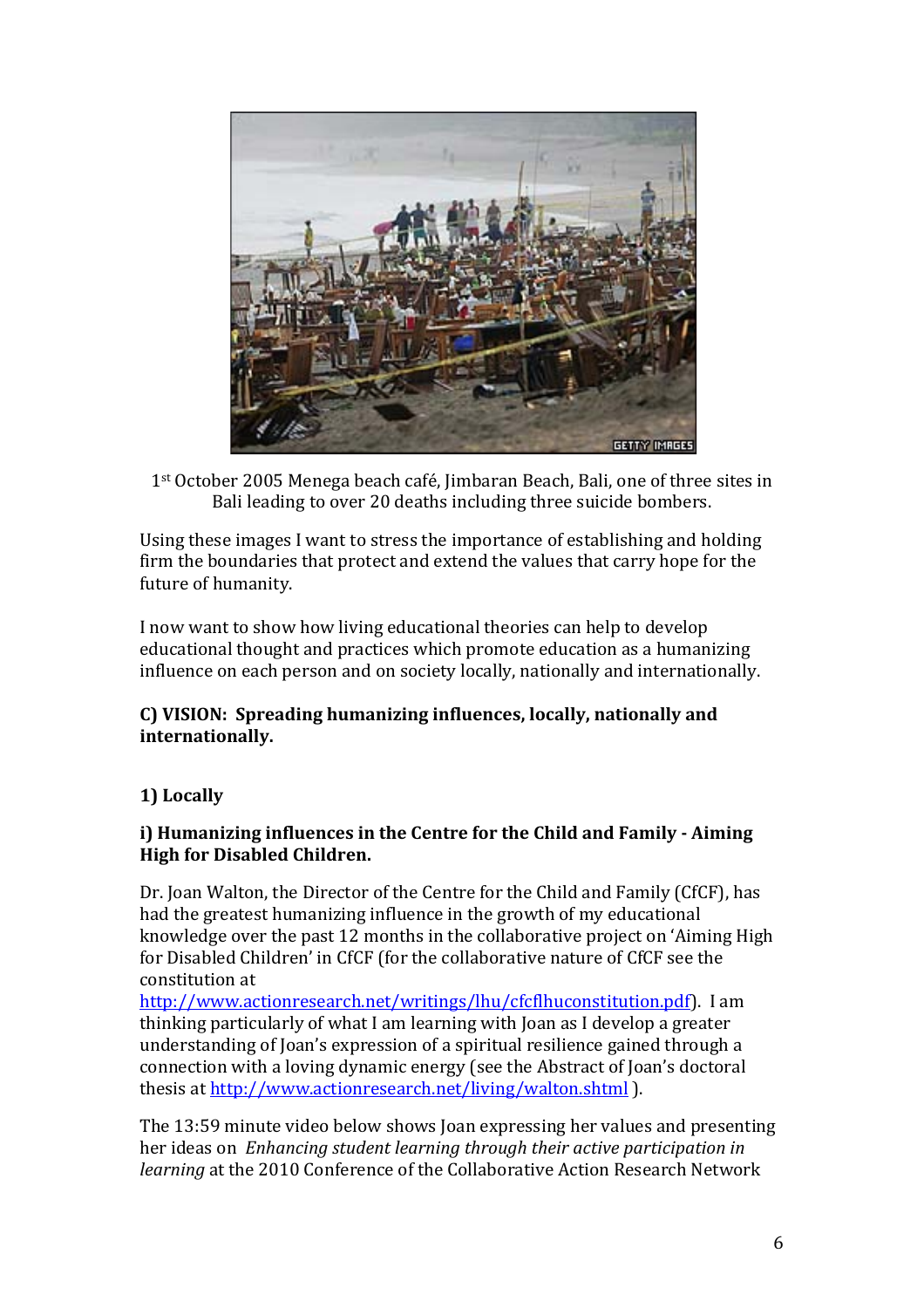1[st] October 2005 Menega beach café, Jimbaran Beach, Bali, one of three sites in Bali leading to over 20 deaths including three suicide bombers.

Using these images I want to stress the importance of establishing and holding firm the boundaries that protect and extend the values that carry hope for the future of humanity.

I now want to show how living educational theories can help to develop educational thought and practices which promote education as a humanizing influence on each person and on society locally, nationally and internationally.

**C) VISION: Spreading humanizing influences, locally, nationally and internationally.**

**1) Locally**

**i) Humanizing influences in the Centre for the Child and Family - Aiming High for Disabled Children.**

Dr. Joan Walton, the Director of the Centre for the Child and Family (CfCF), has had the greatest humanizing influence in the growth of my educational knowledge over the past 12 months in the collaborative project on 'Aiming High for Disabled Children' in CfCF (for the collaborative nature of CfCF see the constitution at http://www.actionresearch.net/writings/lhu/cfcflhuconstitution.pdf). I am thinking particularly of what I am learning with Joan as I develop a greater understanding of Joan's expression of a spiritual resilience gained through a connection with a loving dynamic energy (see the Abstract of Joan's doctoral thesis at http://www.actionresearch.net/living/walton.shtml ).

The 13:59 minute video below shows Joan expressing her values and presenting her ideas on *Enhancing student learning through their active participation in learning* at the 2010 Conference of the Collaborative Action Research Network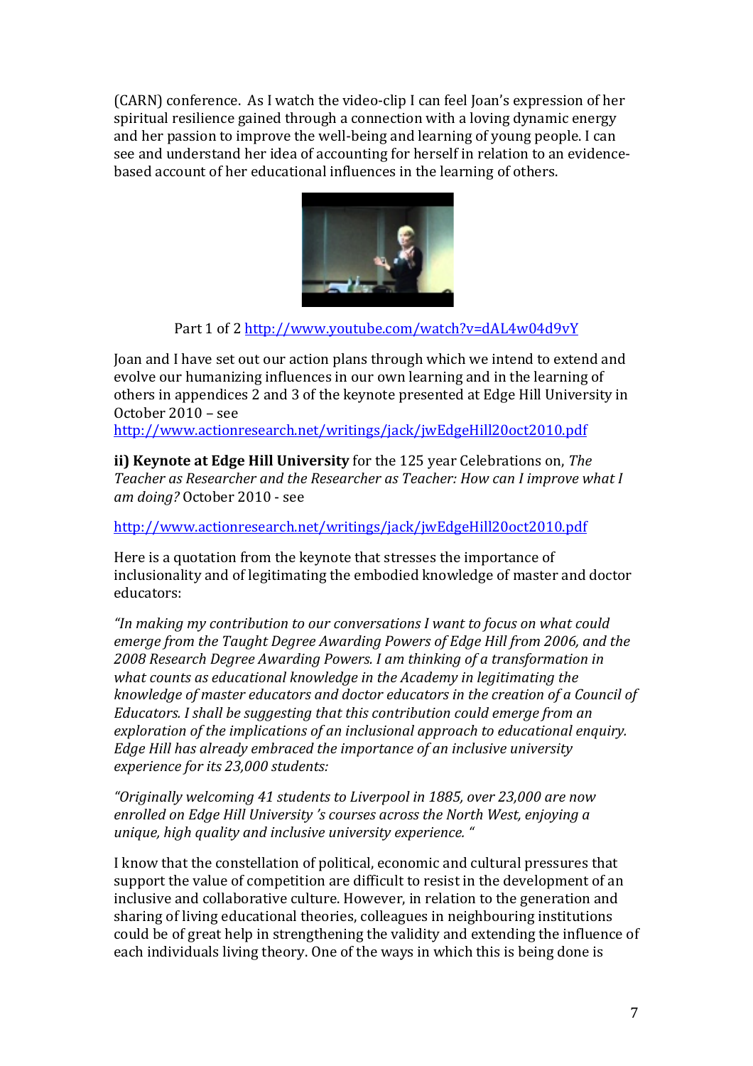(CARN) conference. As I watch the video-clip I can feel Joan's expression of her spiritual resilience gained through a connection with a loving dynamic energy and her passion to improve the well-being and learning of young people. I can see and understand her idea of accounting for herself in relation to an evidence-based account of her educational influences in the learning of others.

Part 1 of 2 http://www.youtube.com/watch?v=dAL4w04d9vY

Joan and I have set out our action plans through which we intend to extend and evolve our humanizing influences in our own learning and in the learning of others in appendices 2 and 3 of the keynote presented at Edge Hill University in October 2010 – see
http://www.actionresearch.net/writings/jack/jwEdgeHill20oct2010.pdf

**ii) Keynote at Edge Hill University** for the 125 year Celebrations on, *The Teacher as Researcher and the Researcher as Teacher: How can I improve what I am doing?* October 2010 - see

http://www.actionresearch.net/writings/jack/jwEdgeHill20oct2010.pdf

Here is a quotation from the keynote that stresses the importance of inclusionality and of legitimating the embodied knowledge of master and doctor educators:

*"In making my contribution to our conversations I want to focus on what could emerge from the Taught Degree Awarding Powers of Edge Hill from 2006, and the 2008 Research Degree Awarding Powers. I am thinking of a transformation in what counts as educational knowledge in the Academy in legitimating the knowledge of master educators and doctor educators in the creation of a Council of Educators. I shall be suggesting that this contribution could emerge from an exploration of the implications of an inclusional approach to educational enquiry. Edge Hill has already embraced the importance of an inclusive university experience for its 23,000 students:*

*"Originally welcoming 41 students to Liverpool in 1885, over 23,000 are now enrolled on Edge Hill University 's courses across the North West, enjoying a unique, high quality and inclusive university experience. "*

I know that the constellation of political, economic and cultural pressures that support the value of competition are difficult to resist in the development of an inclusive and collaborative culture. However, in relation to the generation and sharing of living educational theories, colleagues in neighbouring institutions could be of great help in strengthening the validity and extending the influence of each individuals living theory. One of the ways in which this is being done is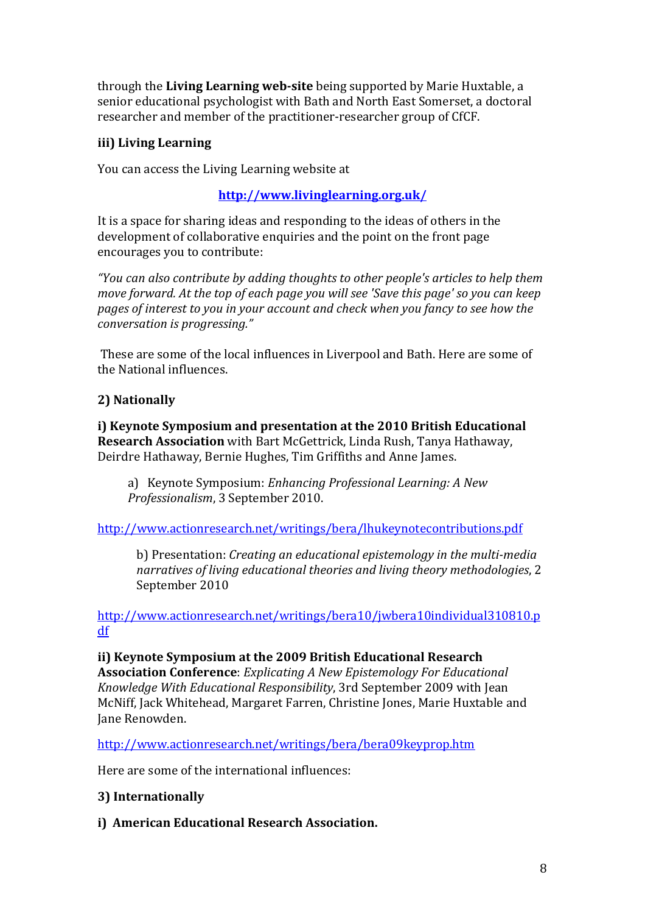through the **Living Learning web-site** being supported by Marie Huxtable, a senior educational psychologist with Bath and North East Somerset, a doctoral researcher and member of the practitioner-researcher group of CfCF.

**iii) Living Learning**

You can access the Living Learning website at

**http://www.livinglearning.org.uk/**

It is a space for sharing ideas and responding to the ideas of others in the development of collaborative enquiries and the point on the front page encourages you to contribute:

*"You can also contribute by adding thoughts to other people's articles to help them move forward. At the top of each page you will see 'Save this page' so you can keep pages of interest to you in your account and check when you fancy to see how the conversation is progressing."*

These are some of the local influences in Liverpool and Bath. Here are some of the National influences.

**2) Nationally**

**i) Keynote Symposium and presentation at the 2010 British Educational Research Association** with Bart McGettrick, Linda Rush, Tanya Hathaway, Deirdre Hathaway, Bernie Hughes, Tim Griffiths and Anne James.

a) Keynote Symposium: *Enhancing Professional Learning: A New Professionalism*, 3 September 2010.

http://www.actionresearch.net/writings/bera/lhukeynotecontributions.pdf

b) Presentation: *Creating an educational epistemology in the multi-media narratives of living educational theories and living theory methodologies*, 2 September 2010

http://www.actionresearch.net/writings/bera10/jwbera10individual310810.pdf

**ii) Keynote Symposium at the 2009 British Educational Research Association Conference**: *Explicating A New Epistemology For Educational Knowledge With Educational Responsibility*, 3rd September 2009 with Jean McNiff, Jack Whitehead, Margaret Farren, Christine Jones, Marie Huxtable and Jane Renowden.

http://www.actionresearch.net/writings/bera/bera09keyprop.htm

Here are some of the international influences:

**3) Internationally**

**i) American Educational Research Association.**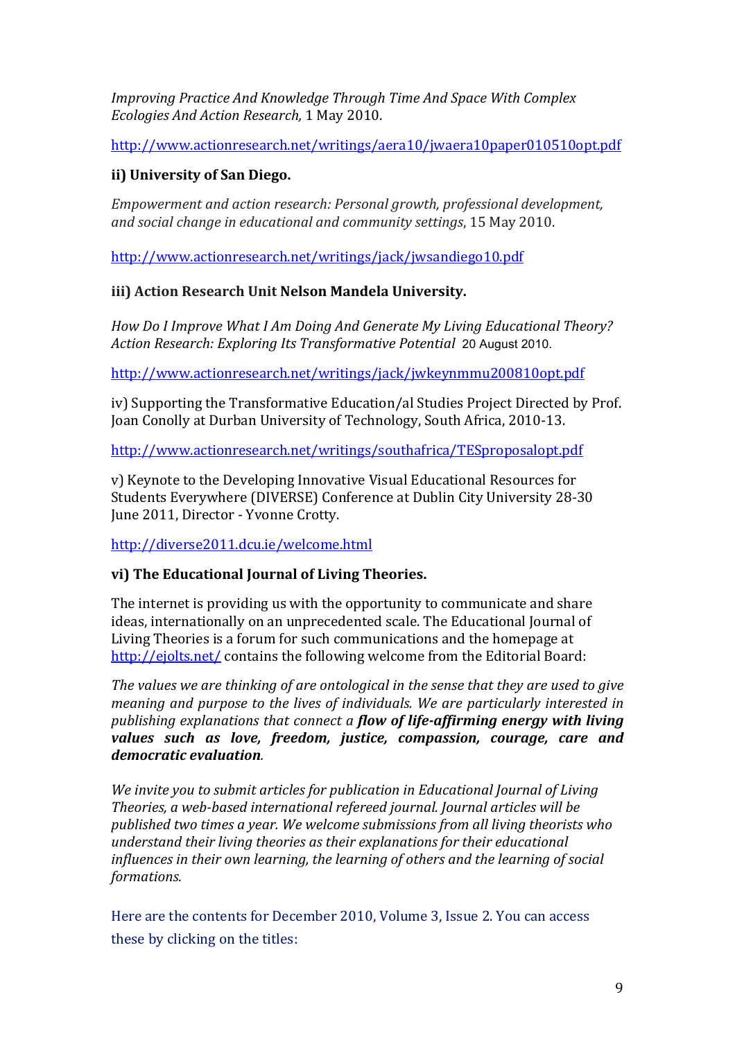*Improving Practice And Knowledge Through Time And Space With Complex Ecologies And Action Research,* 1 May 2010.

http://www.actionresearch.net/writings/aera10/jwaera10paper010510opt.pdf

**ii) University of San Diego.**

*Empowerment and action research: Personal growth, professional development, and social change in educational and community settings*, 15 May 2010.

http://www.actionresearch.net/writings/jack/jwsandiego10.pdf

**iii) Action Research Unit Nelson Mandela University.**

*How Do I Improve What I Am Doing And Generate My Living Educational Theory? Action Research: Exploring Its Transformative Potential* 20 August 2010.

http://www.actionresearch.net/writings/jack/jwkeynmmu200810opt.pdf

iv) Supporting the Transformative Education/al Studies Project Directed by Prof. Joan Conolly at Durban University of Technology, South Africa, 2010-13.

http://www.actionresearch.net/writings/southafrica/TESproposalopt.pdf

v) Keynote to the Developing Innovative Visual Educational Resources for Students Everywhere (DIVERSE) Conference at Dublin City University 28-30 June 2011, Director - Yvonne Crotty.

http://diverse2011.dcu.ie/welcome.html

**vi) The Educational Journal of Living Theories.**

The internet is providing us with the opportunity to communicate and share ideas, internationally on an unprecedented scale. The Educational Journal of Living Theories is a forum for such communications and the homepage at http://ejolts.net/ contains the following welcome from the Editorial Board:

*The values we are thinking of are ontological in the sense that they are used to give meaning and purpose to the lives of individuals. We are particularly interested in publishing explanations that connect a* ***flow of life-affirming energy with living values such as love, freedom, justice, compassion, courage, care and democratic evaluation****.*

*We invite you to submit articles for publication in Educational Journal of Living Theories, a web-based international refereed journal. Journal articles will be published two times a year. We welcome submissions from all living theorists who understand their living theories as their explanations for their educational influences in their own learning, the learning of others and the learning of social formations.*

Here are the contents for December 2010, Volume 3, Issue 2. You can access these by clicking on the titles: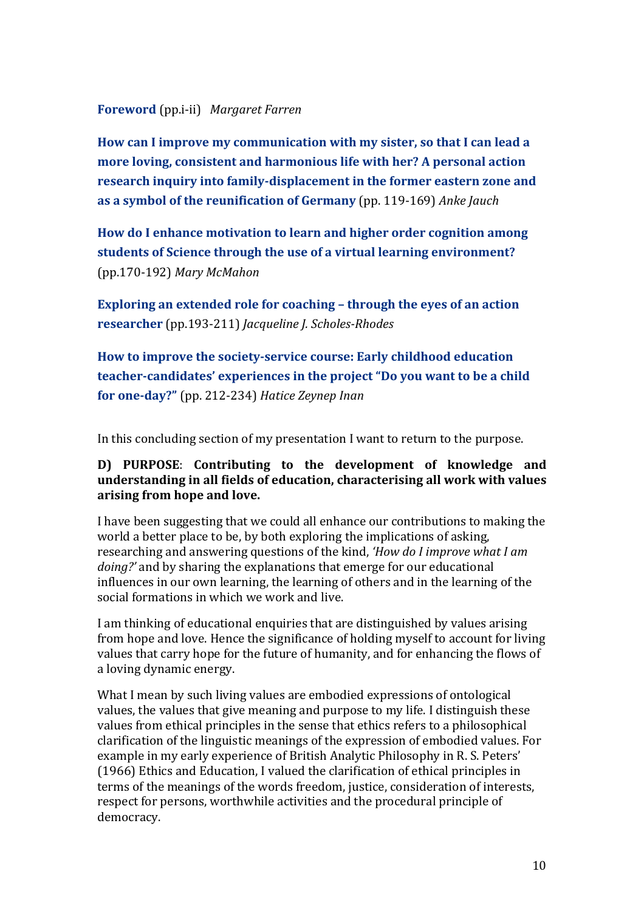**Foreword** (pp.i-ii) *Margaret Farren*

**How can I improve my communication with my sister, so that I can lead a more loving, consistent and harmonious life with her? A personal action research inquiry into family-displacement in the former eastern zone and as a symbol of the reunification of Germany** (pp. 119-169) *Anke Jauch*

**How do I enhance motivation to learn and higher order cognition among students of Science through the use of a virtual learning environment?** (pp.170-192) *Mary McMahon*

**Exploring an extended role for coaching – through the eyes of an action researcher** (pp.193-211) *Jacqueline J. Scholes-Rhodes*

**How to improve the society-service course: Early childhood education teacher-candidates' experiences in the project "Do you want to be a child for one-day?"** (pp. 212-234) *Hatice Zeynep Inan*

In this concluding section of my presentation I want to return to the purpose.

**D) PURPOSE**: **Contributing to the development of knowledge and understanding in all fields of education, characterising all work with values arising from hope and love.**

I have been suggesting that we could all enhance our contributions to making the world a better place to be, by both exploring the implications of asking, researching and answering questions of the kind, *'How do I improve what I am doing?'* and by sharing the explanations that emerge for our educational influences in our own learning, the learning of others and in the learning of the social formations in which we work and live.

I am thinking of educational enquiries that are distinguished by values arising from hope and love. Hence the significance of holding myself to account for living values that carry hope for the future of humanity, and for enhancing the flows of a loving dynamic energy.

What I mean by such living values are embodied expressions of ontological values, the values that give meaning and purpose to my life. I distinguish these values from ethical principles in the sense that ethics refers to a philosophical clarification of the linguistic meanings of the expression of embodied values. For example in my early experience of British Analytic Philosophy in R. S. Peters' (1966) Ethics and Education, I valued the clarification of ethical principles in terms of the meanings of the words freedom, justice, consideration of interests, respect for persons, worthwhile activities and the procedural principle of democracy.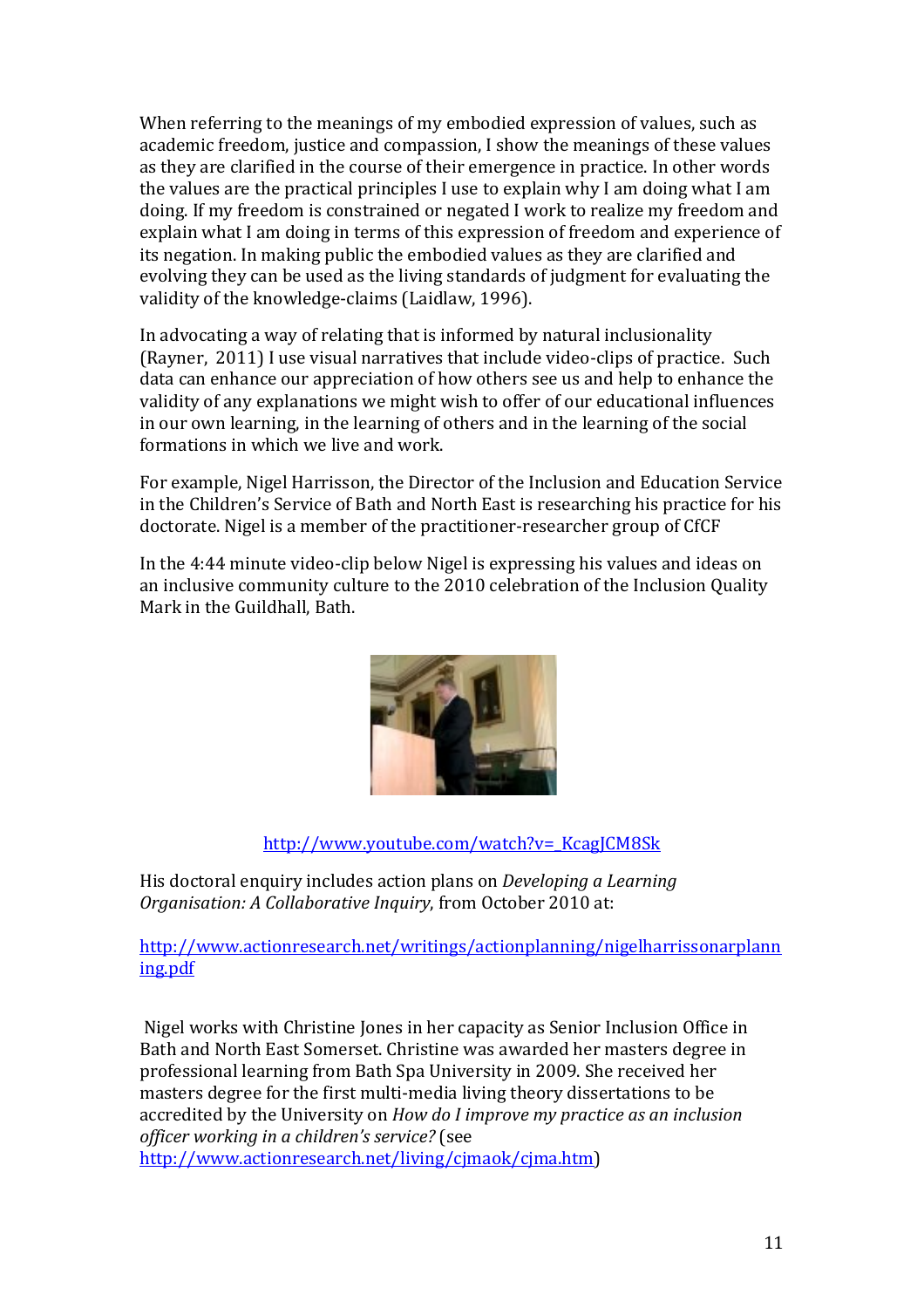When referring to the meanings of my embodied expression of values, such as academic freedom, justice and compassion, I show the meanings of these values as they are clarified in the course of their emergence in practice. In other words the values are the practical principles I use to explain why I am doing what I am doing. If my freedom is constrained or negated I work to realize my freedom and explain what I am doing in terms of this expression of freedom and experience of its negation. In making public the embodied values as they are clarified and evolving they can be used as the living standards of judgment for evaluating the validity of the knowledge-claims (Laidlaw, 1996).

In advocating a way of relating that is informed by natural inclusionality (Rayner, 2011) I use visual narratives that include video-clips of practice. Such data can enhance our appreciation of how others see us and help to enhance the validity of any explanations we might wish to offer of our educational influences in our own learning, in the learning of others and in the learning of the social formations in which we live and work.

For example, Nigel Harrisson, the Director of the Inclusion and Education Service in the Children's Service of Bath and North East is researching his practice for his doctorate. Nigel is a member of the practitioner-researcher group of CfCF

In the 4:44 minute video-clip below Nigel is expressing his values and ideas on an inclusive community culture to the 2010 celebration of the Inclusion Quality Mark in the Guildhall, Bath.

http://www.youtube.com/watch?v=_KcagJCM8Sk

His doctoral enquiry includes action plans on *Developing a Learning Organisation: A Collaborative Inquiry*, from October 2010 at:

http://www.actionresearch.net/writings/actionplanning/nigelharrissonarplanning.pdf

Nigel works with Christine Jones in her capacity as Senior Inclusion Office in Bath and North East Somerset. Christine was awarded her masters degree in professional learning from Bath Spa University in 2009. She received her masters degree for the first multi-media living theory dissertations to be accredited by the University on *How do I improve my practice as an inclusion officer working in a children's service?* (see http://www.actionresearch.net/living/cjmaok/cjma.htm)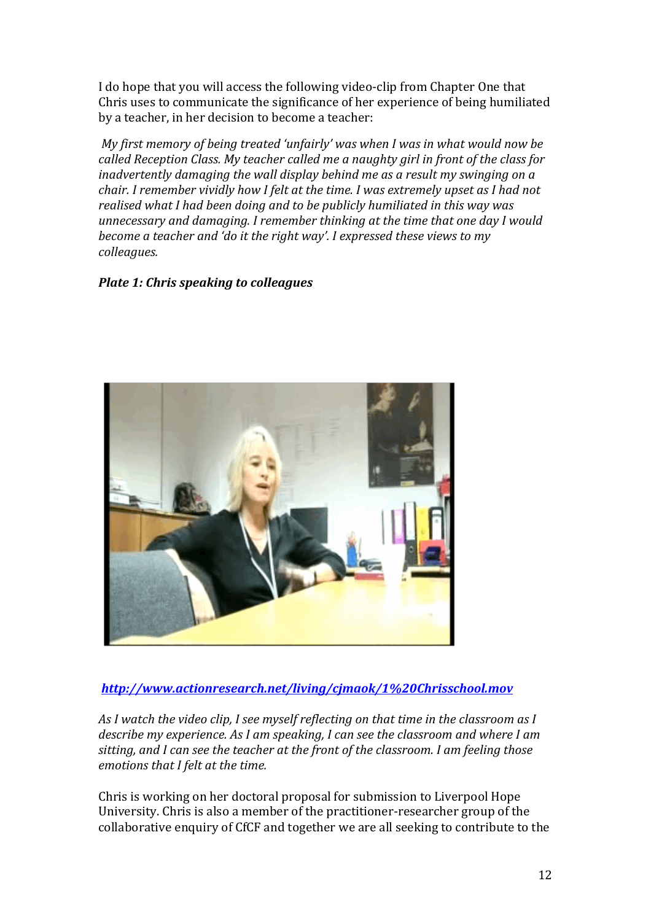I do hope that you will access the following video-clip from Chapter One that Chris uses to communicate the significance of her experience of being humiliated by a teacher, in her decision to become a teacher:

*My first memory of being treated 'unfairly' was when I was in what would now be called Reception Class. My teacher called me a naughty girl in front of the class for inadvertently damaging the wall display behind me as a result my swinging on a chair. I remember vividly how I felt at the time. I was extremely upset as I had not realised what I had been doing and to be publicly humiliated in this way was unnecessary and damaging. I remember thinking at the time that one day I would become a teacher and 'do it the right way'. I expressed these views to my colleagues.*

***Plate 1: Chris speaking to colleagues***

***http://www.actionresearch.net/living/cjmaok/1%20Chrisschool.mov***

*As I watch the video clip, I see myself reflecting on that time in the classroom as I describe my experience. As I am speaking, I can see the classroom and where I am sitting, and I can see the teacher at the front of the classroom. I am feeling those emotions that I felt at the time.*

Chris is working on her doctoral proposal for submission to Liverpool Hope University. Chris is also a member of the practitioner-researcher group of the collaborative enquiry of CfCF and together we are all seeking to contribute to the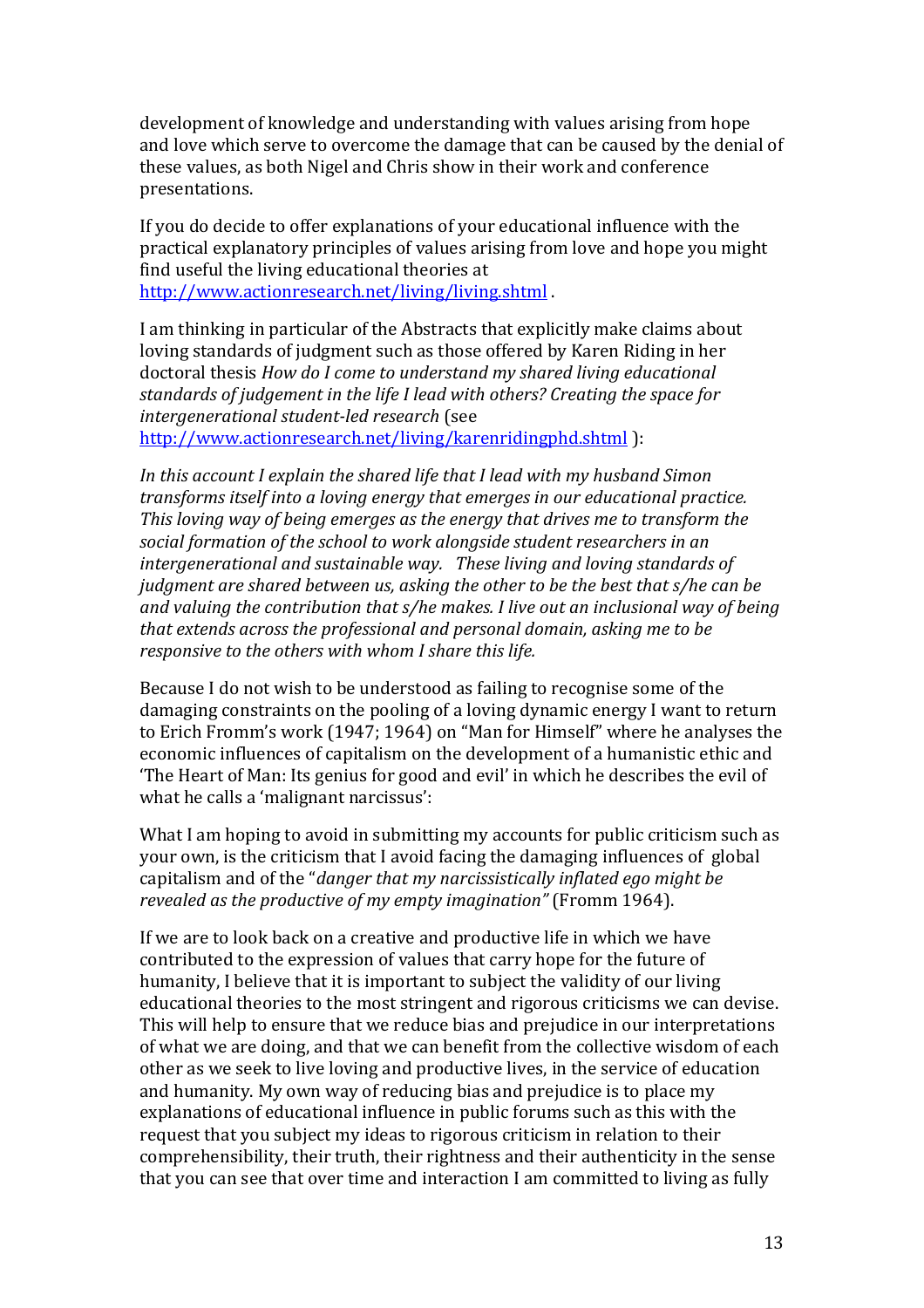development of knowledge and understanding with values arising from hope and love which serve to overcome the damage that can be caused by the denial of these values, as both Nigel and Chris show in their work and conference presentations.

If you do decide to offer explanations of your educational influence with the practical explanatory principles of values arising from love and hope you might find useful the living educational theories at http://www.actionresearch.net/living/living.shtml .

I am thinking in particular of the Abstracts that explicitly make claims about loving standards of judgment such as those offered by Karen Riding in her doctoral thesis *How do I come to understand my shared living educational standards of judgement in the life I lead with others? Creating the space for intergenerational student-led research* (see http://www.actionresearch.net/living/karenridingphd.shtml ):

*In this account I explain the shared life that I lead with my husband Simon transforms itself into a loving energy that emerges in our educational practice. This loving way of being emerges as the energy that drives me to transform the social formation of the school to work alongside student researchers in an intergenerational and sustainable way. These living and loving standards of judgment are shared between us, asking the other to be the best that s/he can be and valuing the contribution that s/he makes. I live out an inclusional way of being that extends across the professional and personal domain, asking me to be responsive to the others with whom I share this life.*

Because I do not wish to be understood as failing to recognise some of the damaging constraints on the pooling of a loving dynamic energy I want to return to Erich Fromm's work (1947; 1964) on "Man for Himself" where he analyses the economic influences of capitalism on the development of a humanistic ethic and 'The Heart of Man: Its genius for good and evil' in which he describes the evil of what he calls a 'malignant narcissus':

What I am hoping to avoid in submitting my accounts for public criticism such as your own, is the criticism that I avoid facing the damaging influences of global capitalism and of the "*danger that my narcissistically inflated ego might be revealed as the productive of my empty imagination"* (Fromm 1964).

If we are to look back on a creative and productive life in which we have contributed to the expression of values that carry hope for the future of humanity, I believe that it is important to subject the validity of our living educational theories to the most stringent and rigorous criticisms we can devise. This will help to ensure that we reduce bias and prejudice in our interpretations of what we are doing, and that we can benefit from the collective wisdom of each other as we seek to live loving and productive lives, in the service of education and humanity. My own way of reducing bias and prejudice is to place my explanations of educational influence in public forums such as this with the request that you subject my ideas to rigorous criticism in relation to their comprehensibility, their truth, their rightness and their authenticity in the sense that you can see that over time and interaction I am committed to living as fully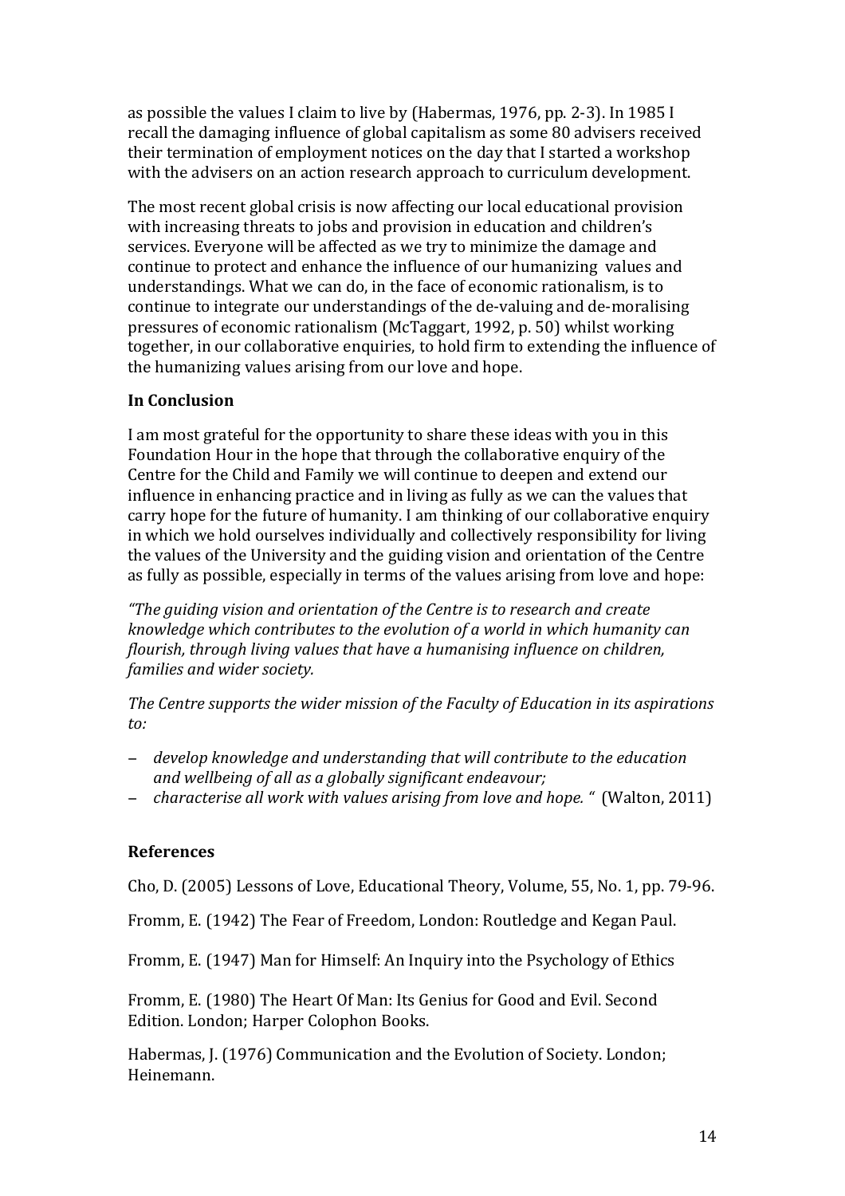as possible the values I claim to live by (Habermas, 1976, pp. 2-3). In 1985 I recall the damaging influence of global capitalism as some 80 advisers received their termination of employment notices on the day that I started a workshop with the advisers on an action research approach to curriculum development.

The most recent global crisis is now affecting our local educational provision with increasing threats to jobs and provision in education and children's services. Everyone will be affected as we try to minimize the damage and continue to protect and enhance the influence of our humanizing values and understandings. What we can do, in the face of economic rationalism, is to continue to integrate our understandings of the de-valuing and de-moralising pressures of economic rationalism (McTaggart, 1992, p. 50) whilst working together, in our collaborative enquiries, to hold firm to extending the influence of the humanizing values arising from our love and hope.

**In Conclusion**

I am most grateful for the opportunity to share these ideas with you in this Foundation Hour in the hope that through the collaborative enquiry of the Centre for the Child and Family we will continue to deepen and extend our influence in enhancing practice and in living as fully as we can the values that carry hope for the future of humanity. I am thinking of our collaborative enquiry in which we hold ourselves individually and collectively responsibility for living the values of the University and the guiding vision and orientation of the Centre as fully as possible, especially in terms of the values arising from love and hope:

*"The guiding vision and orientation of the Centre is to research and create knowledge which contributes to the evolution of a world in which humanity can flourish, through living values that have a humanising influence on children, families and wider society.*

*The Centre supports the wider mission of the Faculty of Education in its aspirations to:*

- *develop knowledge and understanding that will contribute to the education and wellbeing of all as a globally significant endeavour;*
- *characterise all work with values arising from love and hope. "* (Walton, 2011)

**References**

Cho, D. (2005) Lessons of Love, Educational Theory, Volume, 55, No. 1, pp. 79-96.

Fromm, E. (1942) The Fear of Freedom, London: Routledge and Kegan Paul.

Fromm, E. (1947) Man for Himself: An Inquiry into the Psychology of Ethics

Fromm, E. (1980) The Heart Of Man: Its Genius for Good and Evil. Second Edition. London; Harper Colophon Books.

Habermas, J. (1976) Communication and the Evolution of Society. London; Heinemann.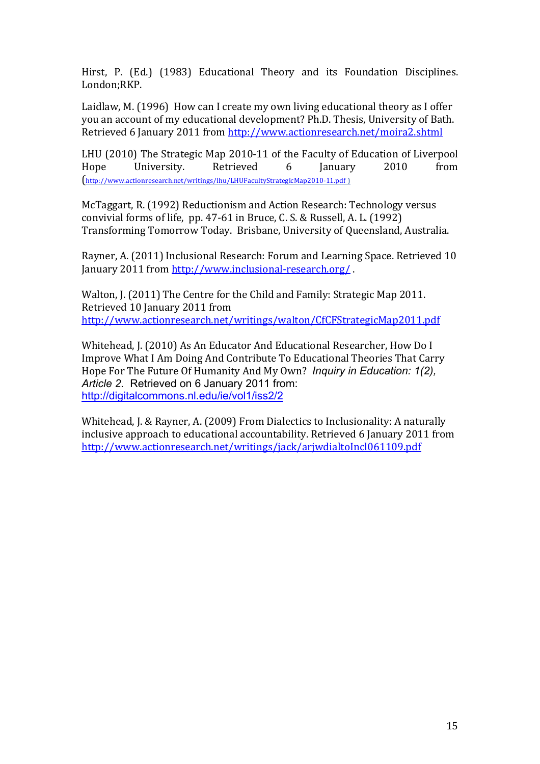Hirst, P. (Ed.) (1983) Educational Theory and its Foundation Disciplines. London;RKP.

Laidlaw, M. (1996) How can I create my own living educational theory as I offer you an account of my educational development? Ph.D. Thesis, University of Bath. Retrieved 6 January 2011 from http://www.actionresearch.net/moira2.shtml

LHU (2010) The Strategic Map 2010-11 of the Faculty of Education of Liverpool Hope University. Retrieved 6 January 2010 from (http://www.actionresearch.net/writings/lhu/LHUFacultyStrategicMap2010-11.pdf )

McTaggart, R. (1992) Reductionism and Action Research: Technology versus convivial forms of life, pp. 47-61 in Bruce, C. S. & Russell, A. L. (1992) Transforming Tomorrow Today. Brisbane, University of Queensland, Australia.

Rayner, A. (2011) Inclusional Research: Forum and Learning Space. Retrieved 10 January 2011 from http://www.inclusional-research.org/ .

Walton, J. (2011) The Centre for the Child and Family: Strategic Map 2011. Retrieved 10 January 2011 from http://www.actionresearch.net/writings/walton/CfCFStrategicMap2011.pdf

Whitehead, J. (2010) As An Educator And Educational Researcher, How Do I Improve What I Am Doing And Contribute To Educational Theories That Carry Hope For The Future Of Humanity And My Own? *Inquiry in Education: 1(2), Article 2.* Retrieved on 6 January 2011 from: http://digitalcommons.nl.edu/ie/vol1/iss2/2

Whitehead, J. & Rayner, A. (2009) From Dialectics to Inclusionality: A naturally inclusive approach to educational accountability. Retrieved 6 January 2011 from http://www.actionresearch.net/writings/jack/arjwdialtoIncl061109.pdf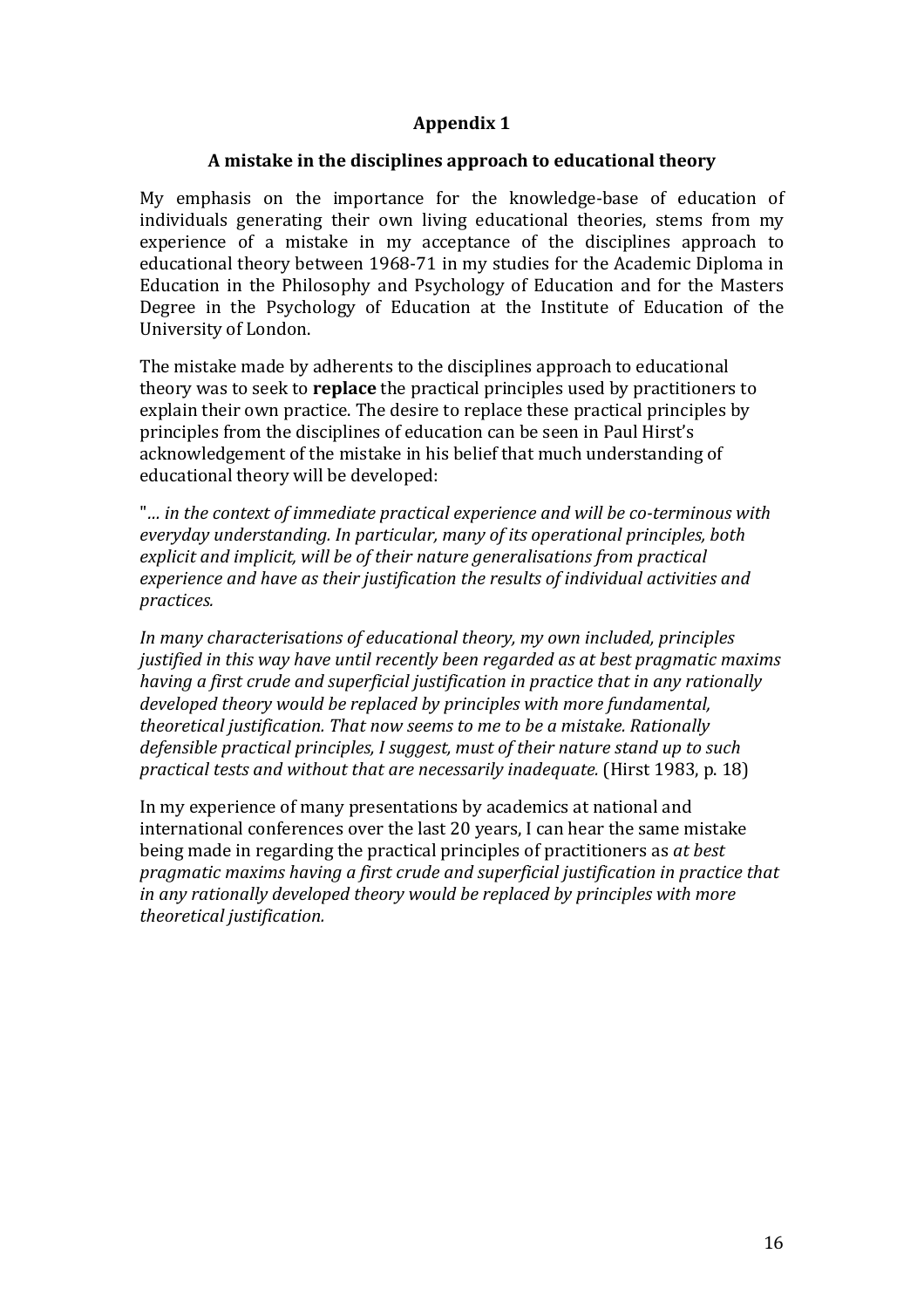## Appendix 1

### A mistake in the disciplines approach to educational theory

My emphasis on the importance for the knowledge-base of education of individuals generating their own living educational theories, stems from my experience of a mistake in my acceptance of the disciplines approach to educational theory between 1968-71 in my studies for the Academic Diploma in Education in the Philosophy and Psychology of Education and for the Masters Degree in the Psychology of Education at the Institute of Education of the University of London.

The mistake made by adherents to the disciplines approach to educational theory was to seek to **replace** the practical principles used by practitioners to explain their own practice. The desire to replace these practical principles by principles from the disciplines of education can be seen in Paul Hirst's acknowledgement of the mistake in his belief that much understanding of educational theory will be developed:

"*… in the context of immediate practical experience and will be co-terminous with everyday understanding. In particular, many of its operational principles, both explicit and implicit, will be of their nature generalisations from practical experience and have as their justification the results of individual activities and practices.*

*In many characterisations of educational theory, my own included, principles justified in this way have until recently been regarded as at best pragmatic maxims having a first crude and superficial justification in practice that in any rationally developed theory would be replaced by principles with more fundamental, theoretical justification. That now seems to me to be a mistake. Rationally defensible practical principles, I suggest, must of their nature stand up to such practical tests and without that are necessarily inadequate.* (Hirst 1983, p. 18)

In my experience of many presentations by academics at national and international conferences over the last 20 years, I can hear the same mistake being made in regarding the practical principles of practitioners as *at best pragmatic maxims having a first crude and superficial justification in practice that in any rationally developed theory would be replaced by principles with more theoretical justification.*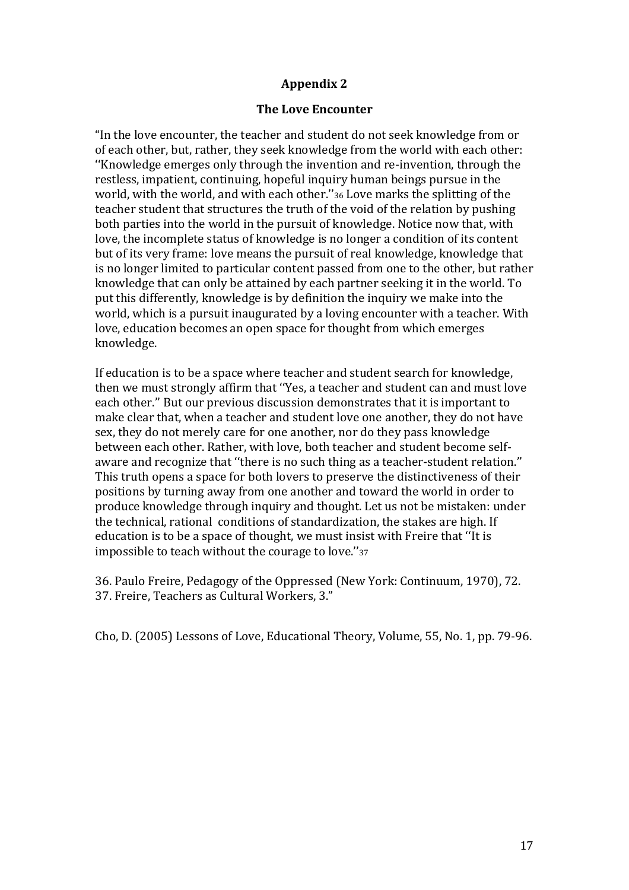## Appendix 2

### The Love Encounter

"In the love encounter, the teacher and student do not seek knowledge from or of each other, but, rather, they seek knowledge from the world with each other: ''Knowledge emerges only through the invention and re-invention, through the restless, impatient, continuing, hopeful inquiry human beings pursue in the world, with the world, and with each other.''[36] Love marks the splitting of the teacher student that structures the truth of the void of the relation by pushing both parties into the world in the pursuit of knowledge. Notice now that, with love, the incomplete status of knowledge is no longer a condition of its content but of its very frame: love means the pursuit of real knowledge, knowledge that is no longer limited to particular content passed from one to the other, but rather knowledge that can only be attained by each partner seeking it in the world. To put this differently, knowledge is by definition the inquiry we make into the world, which is a pursuit inaugurated by a loving encounter with a teacher. With love, education becomes an open space for thought from which emerges knowledge.

If education is to be a space where teacher and student search for knowledge, then we must strongly affirm that ''Yes, a teacher and student can and must love each other." But our previous discussion demonstrates that it is important to make clear that, when a teacher and student love one another, they do not have sex, they do not merely care for one another, nor do they pass knowledge between each other. Rather, with love, both teacher and student become self-aware and recognize that ''there is no such thing as a teacher-student relation." This truth opens a space for both lovers to preserve the distinctiveness of their positions by turning away from one another and toward the world in order to produce knowledge through inquiry and thought. Let us not be mistaken: under the technical, rational conditions of standardization, the stakes are high. If education is to be a space of thought, we must insist with Freire that ''It is impossible to teach without the courage to love.''[37]

36. Paulo Freire, Pedagogy of the Oppressed (New York: Continuum, 1970), 72.
37. Freire, Teachers as Cultural Workers, 3."

Cho, D. (2005) Lessons of Love, Educational Theory, Volume, 55, No. 1, pp. 79-96.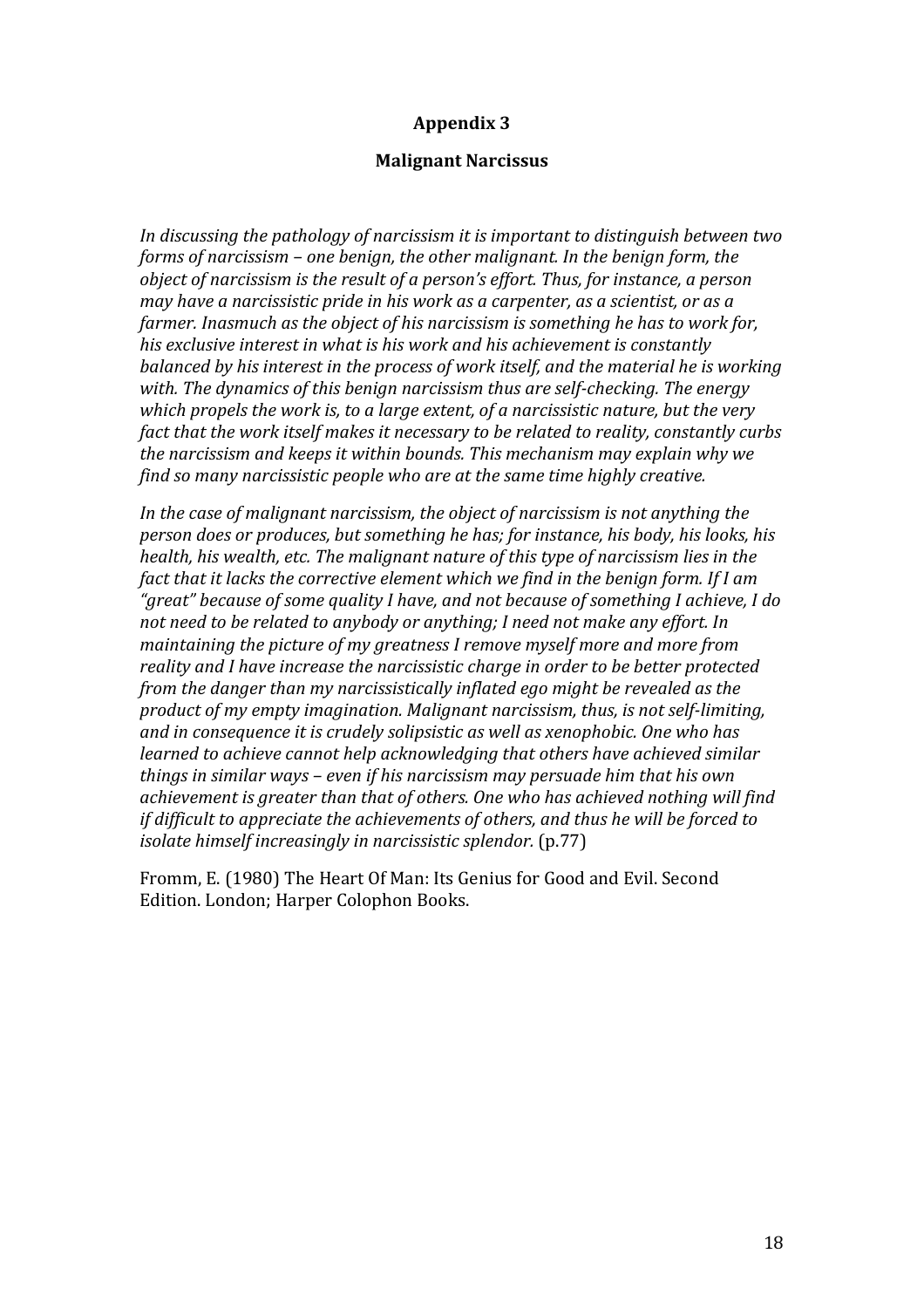# Appendix 3

## Malignant Narcissus

*In discussing the pathology of narcissism it is important to distinguish between two forms of narcissism – one benign, the other malignant. In the benign form, the object of narcissism is the result of a person's effort. Thus, for instance, a person may have a narcissistic pride in his work as a carpenter, as a scientist, or as a farmer. Inasmuch as the object of his narcissism is something he has to work for, his exclusive interest in what is his work and his achievement is constantly balanced by his interest in the process of work itself, and the material he is working with. The dynamics of this benign narcissism thus are self-checking. The energy which propels the work is, to a large extent, of a narcissistic nature, but the very fact that the work itself makes it necessary to be related to reality, constantly curbs the narcissism and keeps it within bounds. This mechanism may explain why we find so many narcissistic people who are at the same time highly creative.*

*In the case of malignant narcissism, the object of narcissism is not anything the person does or produces, but something he has; for instance, his body, his looks, his health, his wealth, etc. The malignant nature of this type of narcissism lies in the fact that it lacks the corrective element which we find in the benign form. If I am "great" because of some quality I have, and not because of something I achieve, I do not need to be related to anybody or anything; I need not make any effort. In maintaining the picture of my greatness I remove myself more and more from reality and I have increase the narcissistic charge in order to be better protected from the danger than my narcissistically inflated ego might be revealed as the product of my empty imagination. Malignant narcissism, thus, is not self-limiting, and in consequence it is crudely solipsistic as well as xenophobic. One who has learned to achieve cannot help acknowledging that others have achieved similar things in similar ways – even if his narcissism may persuade him that his own achievement is greater than that of others. One who has achieved nothing will find if difficult to appreciate the achievements of others, and thus he will be forced to isolate himself increasingly in narcissistic splendor.* (p.77)

Fromm, E. (1980) The Heart Of Man: Its Genius for Good and Evil. Second Edition. London; Harper Colophon Books.